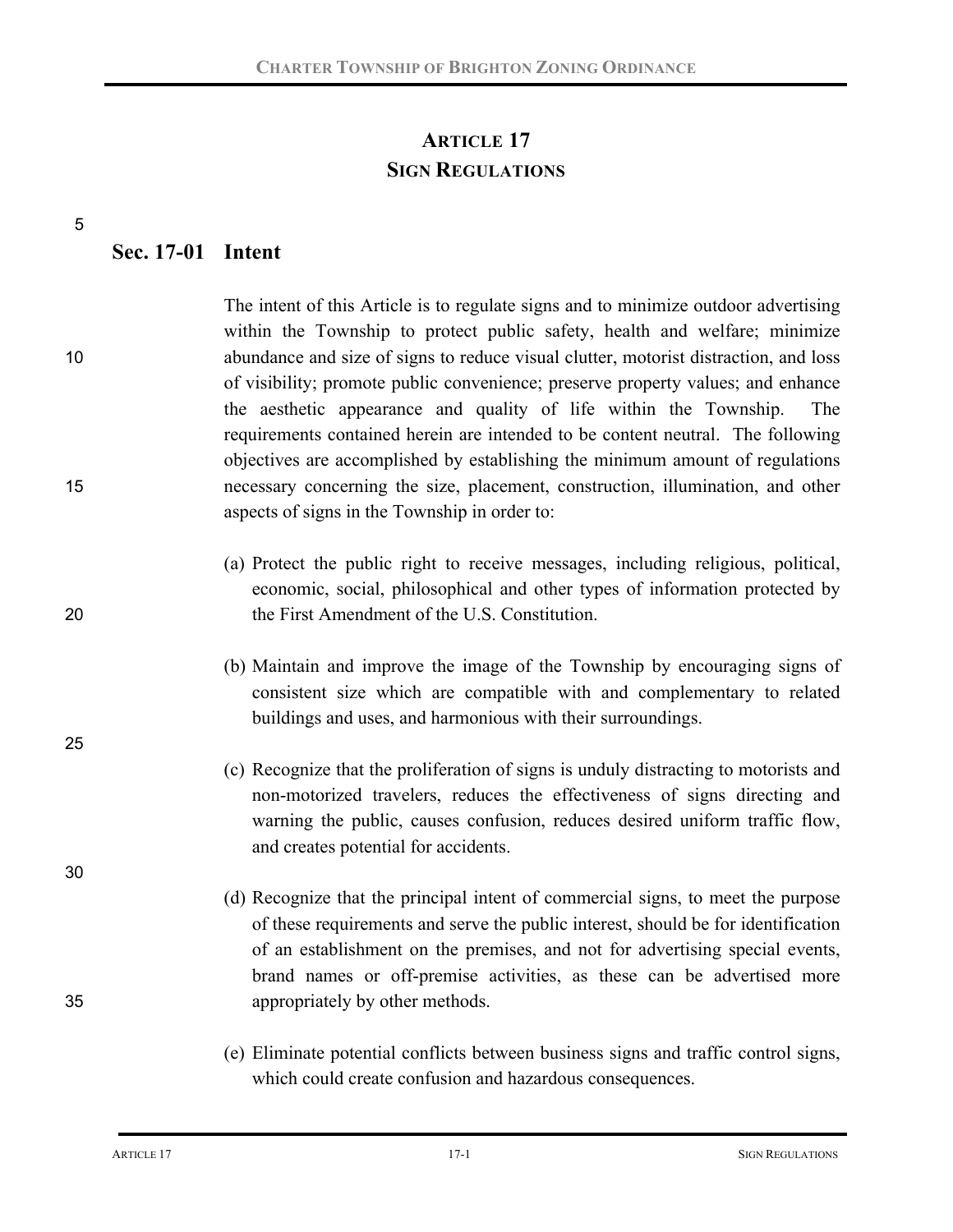# ARTICLE 17
# SIGN REGULATIONS

## Sec. 17-01 Intent

The intent of this Article is to regulate signs and to minimize outdoor advertising within the Township to protect public safety, health and welfare; minimize abundance and size of signs to reduce visual clutter, motorist distraction, and loss of visibility; promote public convenience; preserve property values; and enhance the aesthetic appearance and quality of life within the Township. The requirements contained herein are intended to be content neutral. The following objectives are accomplished by establishing the minimum amount of regulations necessary concerning the size, placement, construction, illumination, and other aspects of signs in the Township in order to:

(a) Protect the public right to receive messages, including religious, political, economic, social, philosophical and other types of information protected by the First Amendment of the U.S. Constitution.

(b) Maintain and improve the image of the Township by encouraging signs of consistent size which are compatible with and complementary to related buildings and uses, and harmonious with their surroundings.

(c) Recognize that the proliferation of signs is unduly distracting to motorists and non-motorized travelers, reduces the effectiveness of signs directing and warning the public, causes confusion, reduces desired uniform traffic flow, and creates potential for accidents.

(d) Recognize that the principal intent of commercial signs, to meet the purpose of these requirements and serve the public interest, should be for identification of an establishment on the premises, and not for advertising special events, brand names or off-premise activities, as these can be advertised more appropriately by other methods.

(e) Eliminate potential conflicts between business signs and traffic control signs, which could create confusion and hazardous consequences.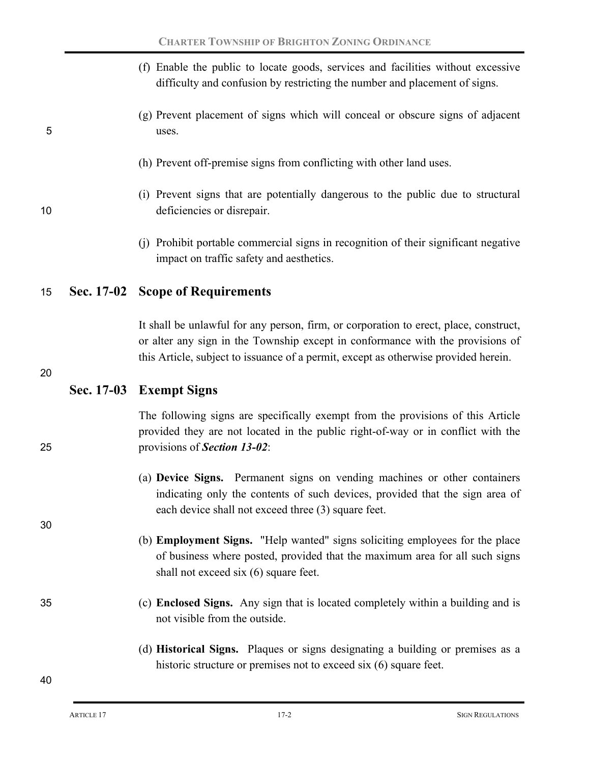(f) Enable the public to locate goods, services and facilities without excessive difficulty and confusion by restricting the number and placement of signs.

(g) Prevent placement of signs which will conceal or obscure signs of adjacent uses.

(h) Prevent off-premise signs from conflicting with other land uses.

(i) Prevent signs that are potentially dangerous to the public due to structural deficiencies or disrepair.

(j) Prohibit portable commercial signs in recognition of their significant negative impact on traffic safety and aesthetics.

## Sec. 17-02 Scope of Requirements

It shall be unlawful for any person, firm, or corporation to erect, place, construct, or alter any sign in the Township except in conformance with the provisions of this Article, subject to issuance of a permit, except as otherwise provided herein.

## Sec. 17-03 Exempt Signs

The following signs are specifically exempt from the provisions of this Article provided they are not located in the public right-of-way or in conflict with the provisions of ***Section 13-02***:

(a) **Device Signs.** Permanent signs on vending machines or other containers indicating only the contents of such devices, provided that the sign area of each device shall not exceed three (3) square feet.

(b) **Employment Signs.** "Help wanted" signs soliciting employees for the place of business where posted, provided that the maximum area for all such signs shall not exceed six (6) square feet.

(c) **Enclosed Signs.** Any sign that is located completely within a building and is not visible from the outside.

(d) **Historical Signs.** Plaques or signs designating a building or premises as a historic structure or premises not to exceed six (6) square feet.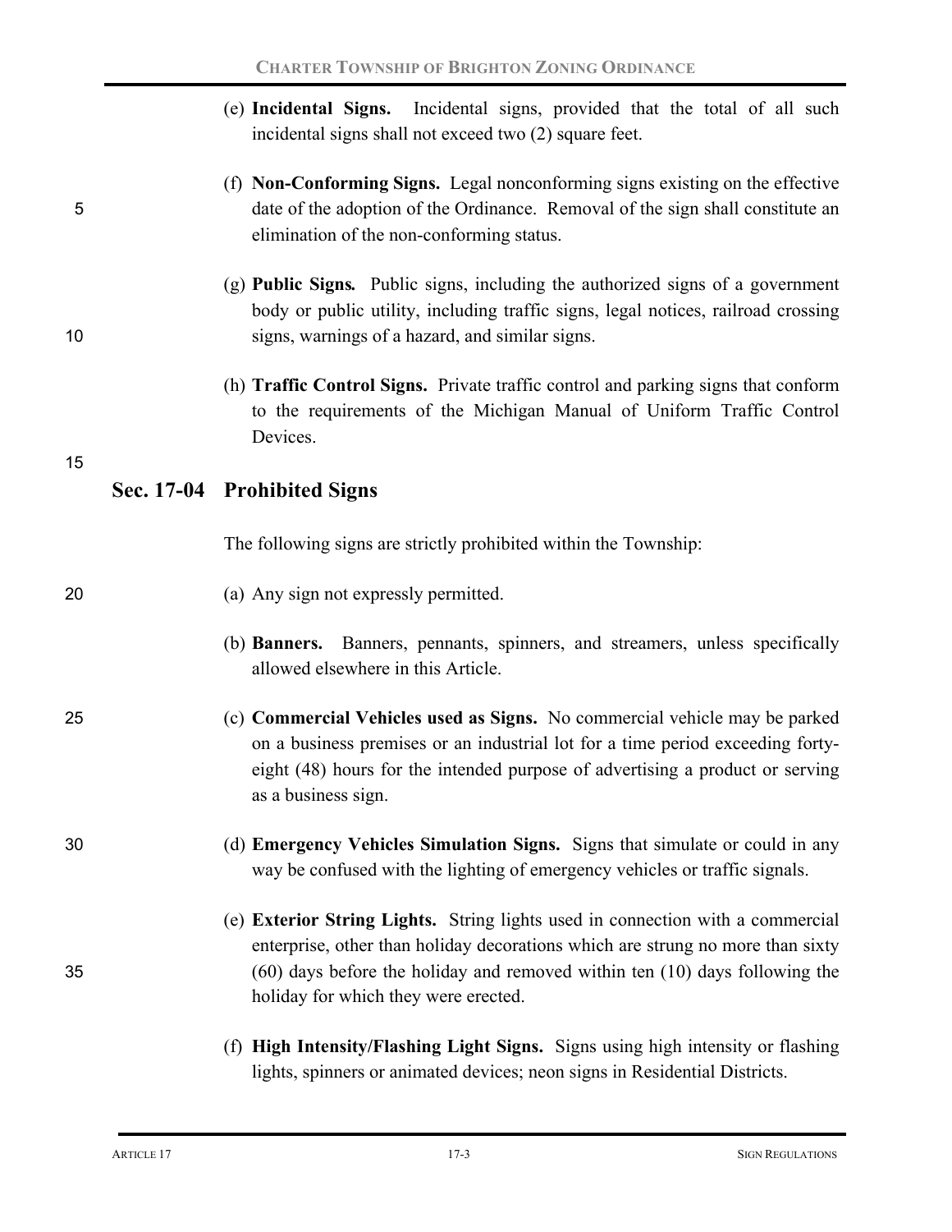(e) **Incidental Signs.** Incidental signs, provided that the total of all such incidental signs shall not exceed two (2) square feet.

(f) **Non-Conforming Signs.** Legal nonconforming signs existing on the effective date of the adoption of the Ordinance. Removal of the sign shall constitute an elimination of the non-conforming status.

(g) **Public Signs.** Public signs, including the authorized signs of a government body or public utility, including traffic signs, legal notices, railroad crossing signs, warnings of a hazard, and similar signs.

(h) **Traffic Control Signs.** Private traffic control and parking signs that conform to the requirements of the Michigan Manual of Uniform Traffic Control Devices.

## Sec. 17-04 Prohibited Signs

The following signs are strictly prohibited within the Township:

(a) Any sign not expressly permitted.

(b) **Banners.** Banners, pennants, spinners, and streamers, unless specifically allowed elsewhere in this Article.

(c) **Commercial Vehicles used as Signs.** No commercial vehicle may be parked on a business premises or an industrial lot for a time period exceeding forty-eight (48) hours for the intended purpose of advertising a product or serving as a business sign.

(d) **Emergency Vehicles Simulation Signs.** Signs that simulate or could in any way be confused with the lighting of emergency vehicles or traffic signals.

(e) **Exterior String Lights.** String lights used in connection with a commercial enterprise, other than holiday decorations which are strung no more than sixty (60) days before the holiday and removed within ten (10) days following the holiday for which they were erected.

(f) **High Intensity/Flashing Light Signs.** Signs using high intensity or flashing lights, spinners or animated devices; neon signs in Residential Districts.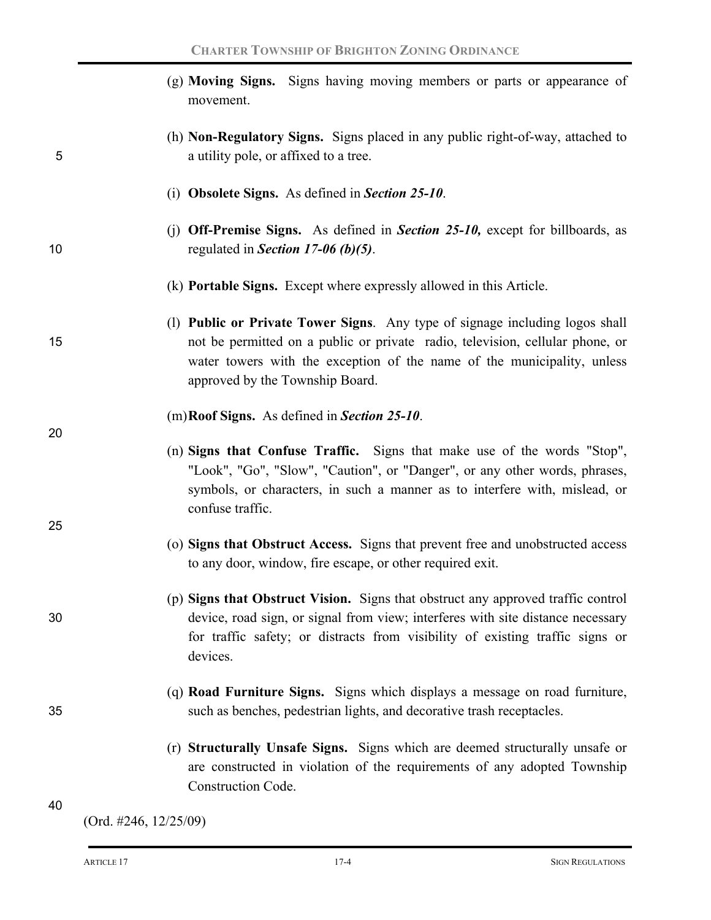(g) **Moving Signs.** Signs having moving members or parts or appearance of movement.

(h) **Non-Regulatory Signs.** Signs placed in any public right-of-way, attached to a utility pole, or affixed to a tree.

(i) **Obsolete Signs.** As defined in ***Section 25-10***.

(j) **Off-Premise Signs.** As defined in ***Section 25-10,*** except for billboards, as regulated in ***Section 17-06 (b)(5)***.

(k) **Portable Signs.** Except where expressly allowed in this Article.

(l) **Public or Private Tower Signs**. Any type of signage including logos shall not be permitted on a public or private radio, television, cellular phone, or water towers with the exception of the name of the municipality, unless approved by the Township Board.

(m) **Roof Signs.** As defined in ***Section 25-10***.

(n) **Signs that Confuse Traffic.** Signs that make use of the words "Stop", "Look", "Go", "Slow", "Caution", or "Danger", or any other words, phrases, symbols, or characters, in such a manner as to interfere with, mislead, or confuse traffic.

(o) **Signs that Obstruct Access.** Signs that prevent free and unobstructed access to any door, window, fire escape, or other required exit.

(p) **Signs that Obstruct Vision.** Signs that obstruct any approved traffic control device, road sign, or signal from view; interferes with site distance necessary for traffic safety; or distracts from visibility of existing traffic signs or devices.

(q) **Road Furniture Signs.** Signs which displays a message on road furniture, such as benches, pedestrian lights, and decorative trash receptacles.

(r) **Structurally Unsafe Signs.** Signs which are deemed structurally unsafe or are constructed in violation of the requirements of any adopted Township Construction Code.

(Ord. #246, 12/25/09)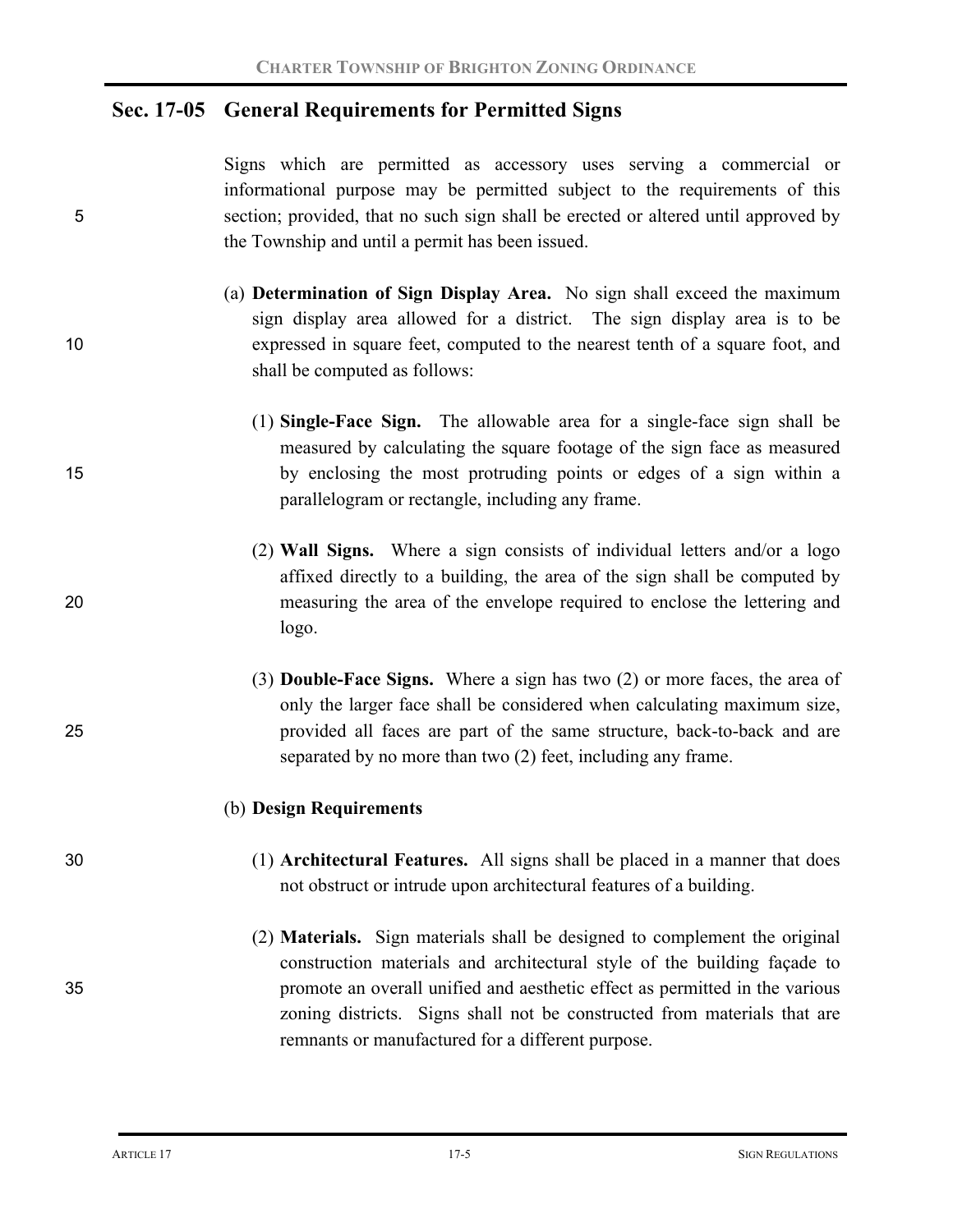## Sec. 17-05 General Requirements for Permitted Signs

Signs which are permitted as accessory uses serving a commercial or informational purpose may be permitted subject to the requirements of this section; provided, that no such sign shall be erected or altered until approved by the Township and until a permit has been issued.

(a) **Determination of Sign Display Area.** No sign shall exceed the maximum sign display area allowed for a district. The sign display area is to be expressed in square feet, computed to the nearest tenth of a square foot, and shall be computed as follows:

(1) **Single-Face Sign.** The allowable area for a single-face sign shall be measured by calculating the square footage of the sign face as measured by enclosing the most protruding points or edges of a sign within a parallelogram or rectangle, including any frame.

(2) **Wall Signs.** Where a sign consists of individual letters and/or a logo affixed directly to a building, the area of the sign shall be computed by measuring the area of the envelope required to enclose the lettering and logo.

(3) **Double-Face Signs.** Where a sign has two (2) or more faces, the area of only the larger face shall be considered when calculating maximum size, provided all faces are part of the same structure, back-to-back and are separated by no more than two (2) feet, including any frame.

(b) **Design Requirements**

(1) **Architectural Features.** All signs shall be placed in a manner that does not obstruct or intrude upon architectural features of a building.

(2) **Materials.** Sign materials shall be designed to complement the original construction materials and architectural style of the building façade to promote an overall unified and aesthetic effect as permitted in the various zoning districts. Signs shall not be constructed from materials that are remnants or manufactured for a different purpose.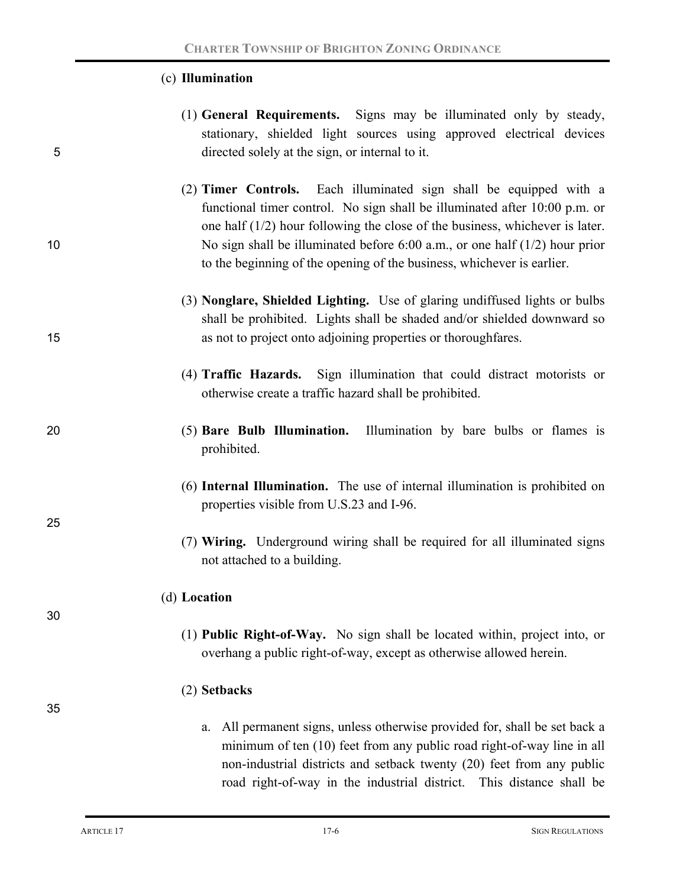(c) **Illumination**

(1) **General Requirements.** Signs may be illuminated only by steady, stationary, shielded light sources using approved electrical devices directed solely at the sign, or internal to it.

(2) **Timer Controls.** Each illuminated sign shall be equipped with a functional timer control. No sign shall be illuminated after 10:00 p.m. or one half (1/2) hour following the close of the business, whichever is later. No sign shall be illuminated before 6:00 a.m., or one half (1/2) hour prior to the beginning of the opening of the business, whichever is earlier.

(3) **Nonglare, Shielded Lighting.** Use of glaring undiffused lights or bulbs shall be prohibited. Lights shall be shaded and/or shielded downward so as not to project onto adjoining properties or thoroughfares.

(4) **Traffic Hazards.** Sign illumination that could distract motorists or otherwise create a traffic hazard shall be prohibited.

(5) **Bare Bulb Illumination.** Illumination by bare bulbs or flames is prohibited.

(6) **Internal Illumination.** The use of internal illumination is prohibited on properties visible from U.S.23 and I-96.

(7) **Wiring.** Underground wiring shall be required for all illuminated signs not attached to a building.

(d) **Location**

(1) **Public Right-of-Way.** No sign shall be located within, project into, or overhang a public right-of-way, except as otherwise allowed herein.

(2) **Setbacks**

a. All permanent signs, unless otherwise provided for, shall be set back a minimum of ten (10) feet from any public road right-of-way line in all non-industrial districts and setback twenty (20) feet from any public road right-of-way in the industrial district. This distance shall be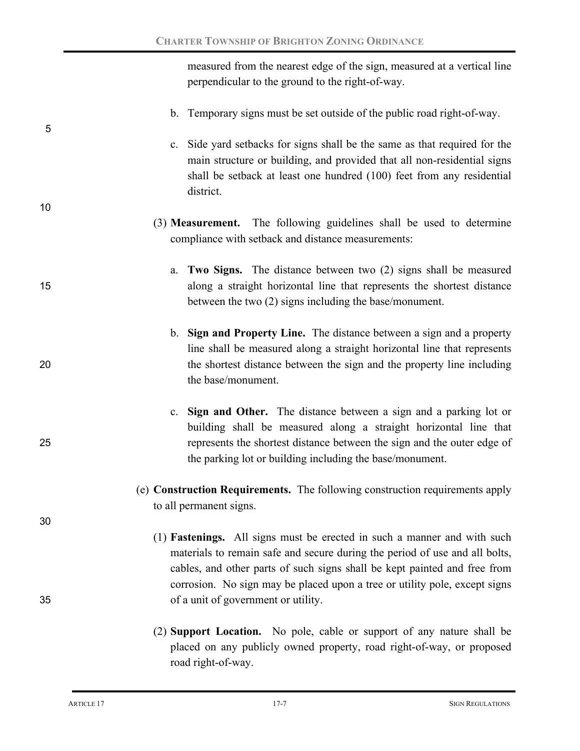measured from the nearest edge of the sign, measured at a vertical line perpendicular to the ground to the right-of-way.

b. Temporary signs must be set outside of the public road right-of-way.

c. Side yard setbacks for signs shall be the same as that required for the main structure or building, and provided that all non-residential signs shall be setback at least one hundred (100) feet from any residential district.

(3) **Measurement.** The following guidelines shall be used to determine compliance with setback and distance measurements:

a. **Two Signs.** The distance between two (2) signs shall be measured along a straight horizontal line that represents the shortest distance between the two (2) signs including the base/monument.

b. **Sign and Property Line.** The distance between a sign and a property line shall be measured along a straight horizontal line that represents the shortest distance between the sign and the property line including the base/monument.

c. **Sign and Other.** The distance between a sign and a parking lot or building shall be measured along a straight horizontal line that represents the shortest distance between the sign and the outer edge of the parking lot or building including the base/monument.

(e) **Construction Requirements.** The following construction requirements apply to all permanent signs.

(1) **Fastenings.** All signs must be erected in such a manner and with such materials to remain safe and secure during the period of use and all bolts, cables, and other parts of such signs shall be kept painted and free from corrosion. No sign may be placed upon a tree or utility pole, except signs of a unit of government or utility.

(2) **Support Location.** No pole, cable or support of any nature shall be placed on any publicly owned property, road right-of-way, or proposed road right-of-way.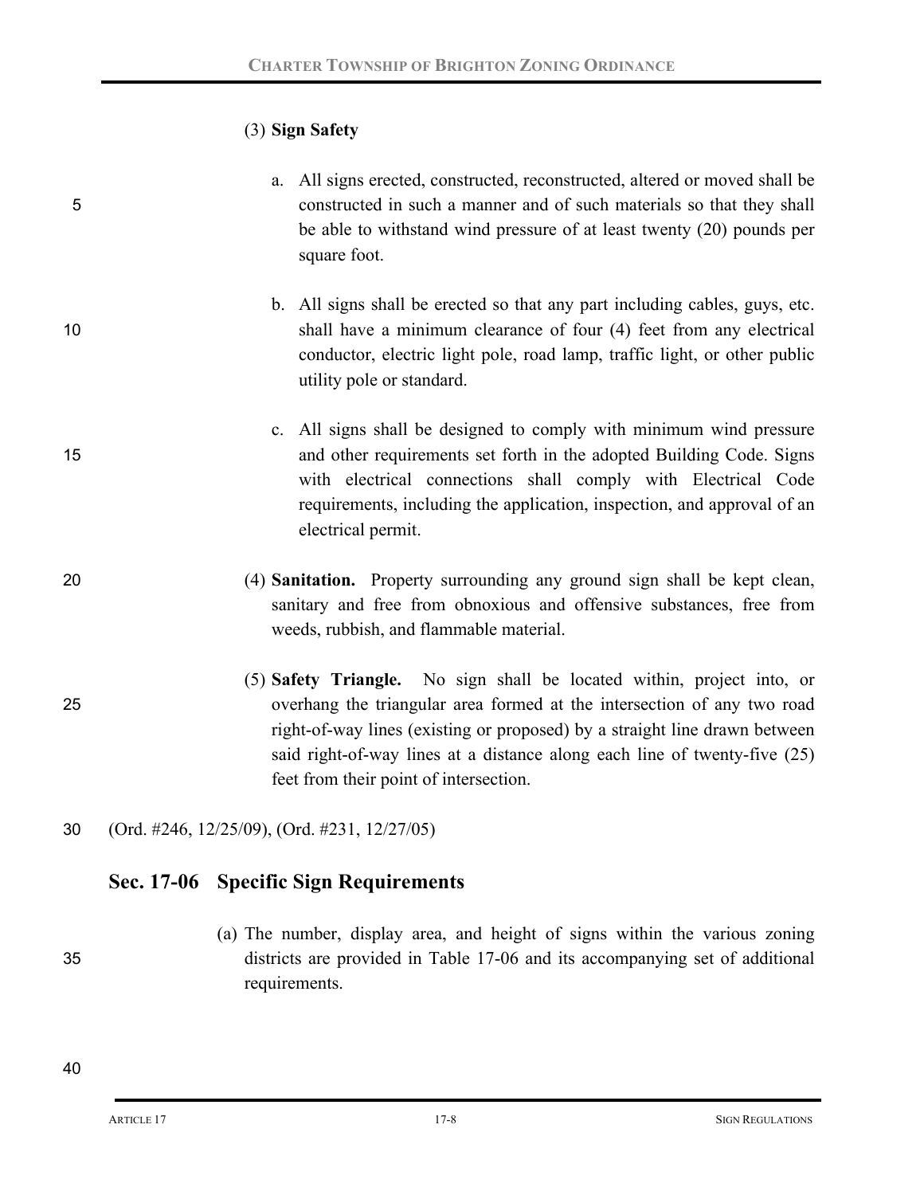(3) **Sign Safety**

a. All signs erected, constructed, reconstructed, altered or moved shall be constructed in such a manner and of such materials so that they shall be able to withstand wind pressure of at least twenty (20) pounds per square foot.

b. All signs shall be erected so that any part including cables, guys, etc. shall have a minimum clearance of four (4) feet from any electrical conductor, electric light pole, road lamp, traffic light, or other public utility pole or standard.

c. All signs shall be designed to comply with minimum wind pressure and other requirements set forth in the adopted Building Code. Signs with electrical connections shall comply with Electrical Code requirements, including the application, inspection, and approval of an electrical permit.

(4) **Sanitation.** Property surrounding any ground sign shall be kept clean, sanitary and free from obnoxious and offensive substances, free from weeds, rubbish, and flammable material.

(5) **Safety Triangle.** No sign shall be located within, project into, or overhang the triangular area formed at the intersection of any two road right-of-way lines (existing or proposed) by a straight line drawn between said right-of-way lines at a distance along each line of twenty-five (25) feet from their point of intersection.

(Ord. #246, 12/25/09), (Ord. #231, 12/27/05)

## Sec. 17-06 Specific Sign Requirements

(a) The number, display area, and height of signs within the various zoning districts are provided in Table 17-06 and its accompanying set of additional requirements.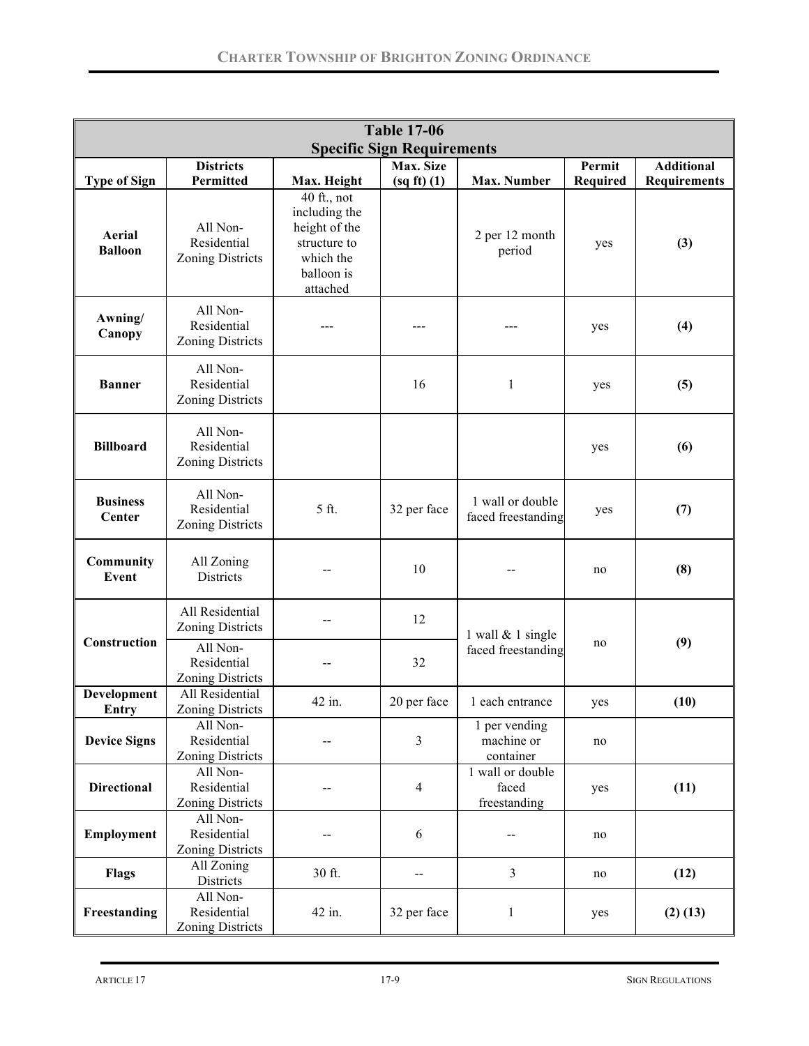| Table 17-06 Specific Sign Requirements | | | | | | |
|---|---|---|---|---|---|---|
| **Type of Sign** | **Districts Permitted** | **Max. Height** | **Max. Size (sq ft) (1)** | **Max. Number** | **Permit Required** | **Additional Requirements** |
| **Aerial Balloon** | All Non-Residential Zoning Districts | 40 ft., not including the height of the structure to which the balloon is attached | | 2 per 12 month period | yes | **(3)** |
| **Awning/ Canopy** | All Non-Residential Zoning Districts | --- | --- | --- | yes | **(4)** |
| **Banner** | All Non-Residential Zoning Districts | | 16 | 1 | yes | **(5)** |
| **Billboard** | All Non-Residential Zoning Districts | | | | yes | **(6)** |
| **Business Center** | All Non-Residential Zoning Districts | 5 ft. | 32 per face | 1 wall or double faced freestanding | yes | **(7)** |
| **Community Event** | All Zoning Districts | -- | 10 | -- | no | **(8)** |
| **Construction** | All Residential Zoning Districts | -- | 12 | 1 wall & 1 single faced freestanding | no | **(9)** |
| | All Non-Residential Zoning Districts | -- | 32 | | | |
| **Development Entry** | All Residential Zoning Districts | 42 in. | 20 per face | 1 each entrance | yes | **(10)** |
| **Device Signs** | All Non-Residential Zoning Districts | -- | 3 | 1 per vending machine or container | no | |
| **Directional** | All Non-Residential Zoning Districts | -- | 4 | 1 wall or double faced freestanding | yes | **(11)** |
| **Employment** | All Non-Residential Zoning Districts | -- | 6 | -- | no | |
| **Flags** | All Zoning Districts | 30 ft. | -- | 3 | no | **(12)** |
| **Freestanding** | All Non-Residential Zoning Districts | 42 in. | 32 per face | 1 | yes | **(2) (13)** |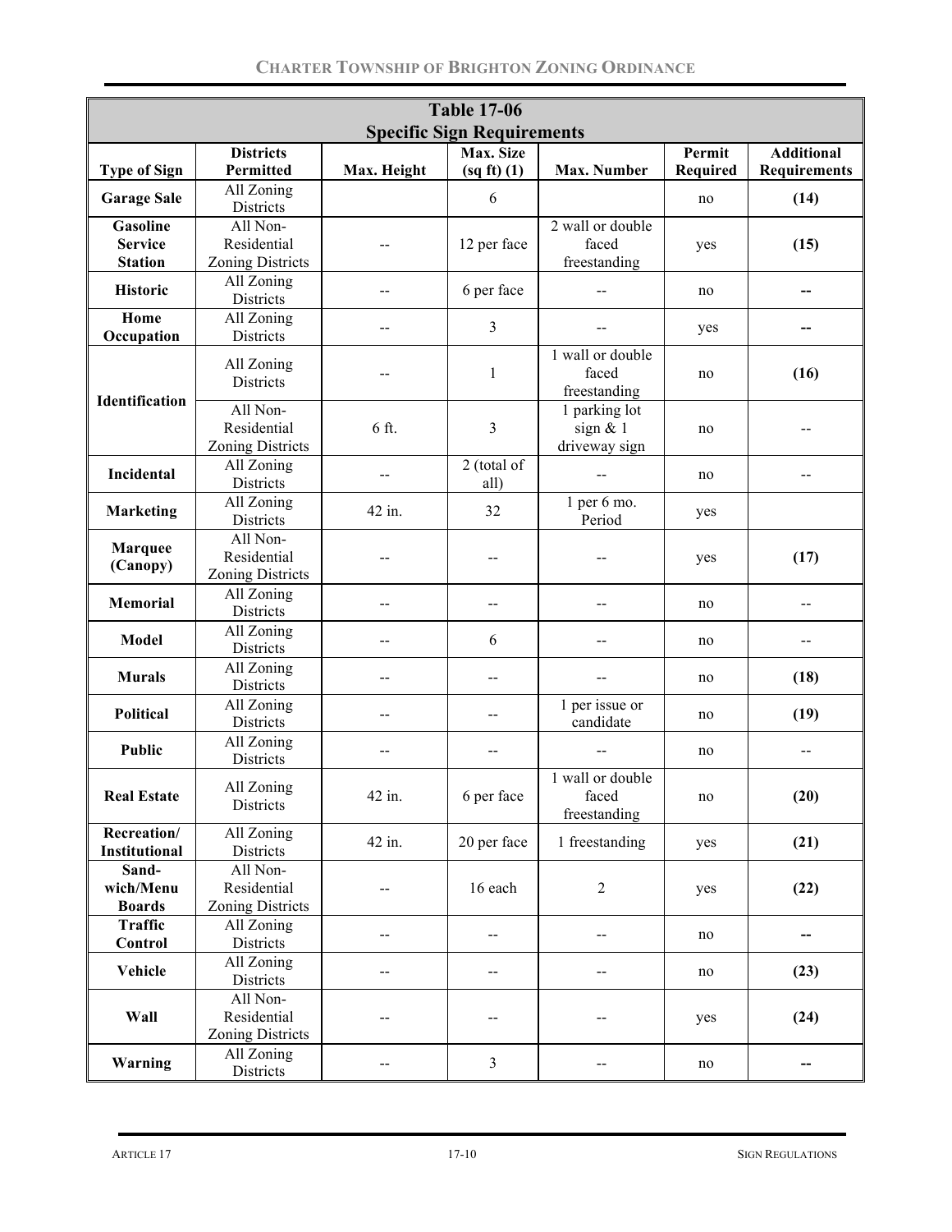| Table 17-06 Specific Sign Requirements | | | | | | |
|---|---|---|---|---|---|---|
| **Type of Sign** | **Districts Permitted** | **Max. Height** | **Max. Size (sq ft) (1)** | **Max. Number** | **Permit Required** | **Additional Requirements** |
| **Garage Sale** | All Zoning Districts | | 6 | | no | **(14)** |
| **Gasoline Service Station** | All Non-Residential Zoning Districts | -- | 12 per face | 2 wall or double faced freestanding | yes | **(15)** |
| **Historic** | All Zoning Districts | -- | 6 per face | -- | no | **--** |
| **Home Occupation** | All Zoning Districts | -- | 3 | -- | yes | **--** |
| **Identification** | All Zoning Districts | -- | 1 | 1 wall or double faced freestanding | no | **(16)** |
| | All Non-Residential Zoning Districts | 6 ft. | 3 | 1 parking lot sign & 1 driveway sign | no | -- |
| **Incidental** | All Zoning Districts | -- | 2 (total of all) | -- | no | -- |
| **Marketing** | All Zoning Districts | 42 in. | 32 | 1 per 6 mo. Period | yes | |
| **Marquee (Canopy)** | All Non-Residential Zoning Districts | -- | -- | -- | yes | **(17)** |
| **Memorial** | All Zoning Districts | -- | -- | -- | no | -- |
| **Model** | All Zoning Districts | -- | 6 | -- | no | -- |
| **Murals** | All Zoning Districts | -- | -- | -- | no | **(18)** |
| **Political** | All Zoning Districts | -- | -- | 1 per issue or candidate | no | **(19)** |
| **Public** | All Zoning Districts | -- | -- | -- | no | -- |
| **Real Estate** | All Zoning Districts | 42 in. | 6 per face | 1 wall or double faced freestanding | no | **(20)** |
| **Recreation/ Institutional** | All Zoning Districts | 42 in. | 20 per face | 1 freestanding | yes | **(21)** |
| **Sand-wich/Menu Boards** | All Non-Residential Zoning Districts | -- | 16 each | 2 | yes | **(22)** |
| **Traffic Control** | All Zoning Districts | -- | -- | -- | no | **--** |
| **Vehicle** | All Zoning Districts | -- | -- | -- | no | **(23)** |
| **Wall** | All Non-Residential Zoning Districts | -- | -- | -- | yes | **(24)** |
| **Warning** | All Zoning Districts | -- | 3 | -- | no | **--** |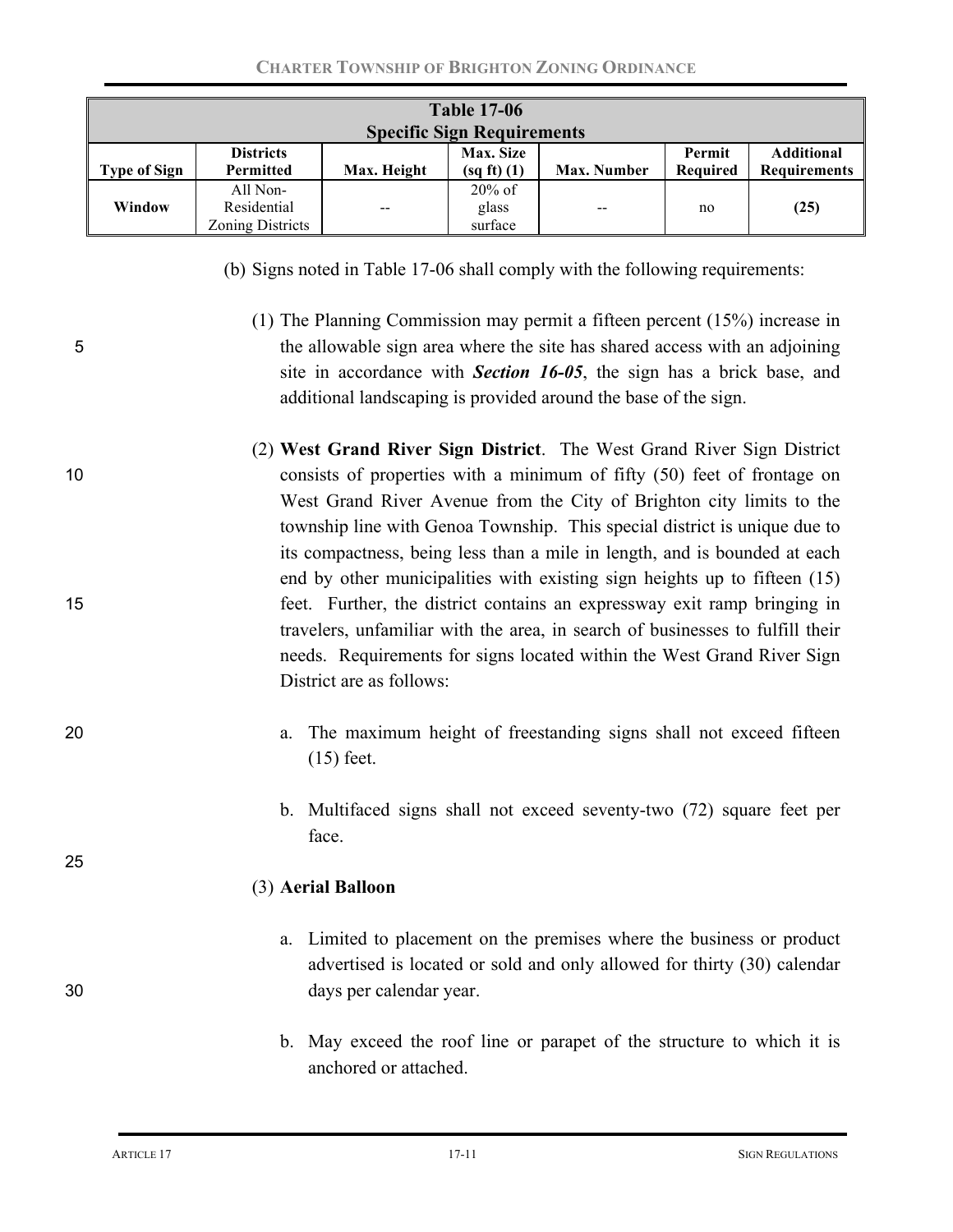| Table 17-06 Specific Sign Requirements | | | | | | |
|---|---|---|---|---|---|---|
| **Type of Sign** | **Districts Permitted** | **Max. Height** | **Max. Size (sq ft) (1)** | **Max. Number** | **Permit Required** | **Additional Requirements** |
| **Window** | All Non-Residential Zoning Districts | -- | 20% of glass surface | -- | no | **(25)** |

(b) Signs noted in Table 17-06 shall comply with the following requirements:

(1) The Planning Commission may permit a fifteen percent (15%) increase in the allowable sign area where the site has shared access with an adjoining site in accordance with ***Section 16-05***, the sign has a brick base, and additional landscaping is provided around the base of the sign.

(2) **West Grand River Sign District**. The West Grand River Sign District consists of properties with a minimum of fifty (50) feet of frontage on West Grand River Avenue from the City of Brighton city limits to the township line with Genoa Township. This special district is unique due to its compactness, being less than a mile in length, and is bounded at each end by other municipalities with existing sign heights up to fifteen (15) feet. Further, the district contains an expressway exit ramp bringing in travelers, unfamiliar with the area, in search of businesses to fulfill their needs. Requirements for signs located within the West Grand River Sign District are as follows:

a. The maximum height of freestanding signs shall not exceed fifteen (15) feet.

b. Multifaced signs shall not exceed seventy-two (72) square feet per face.

(3) **Aerial Balloon**

a. Limited to placement on the premises where the business or product advertised is located or sold and only allowed for thirty (30) calendar days per calendar year.

b. May exceed the roof line or parapet of the structure to which it is anchored or attached.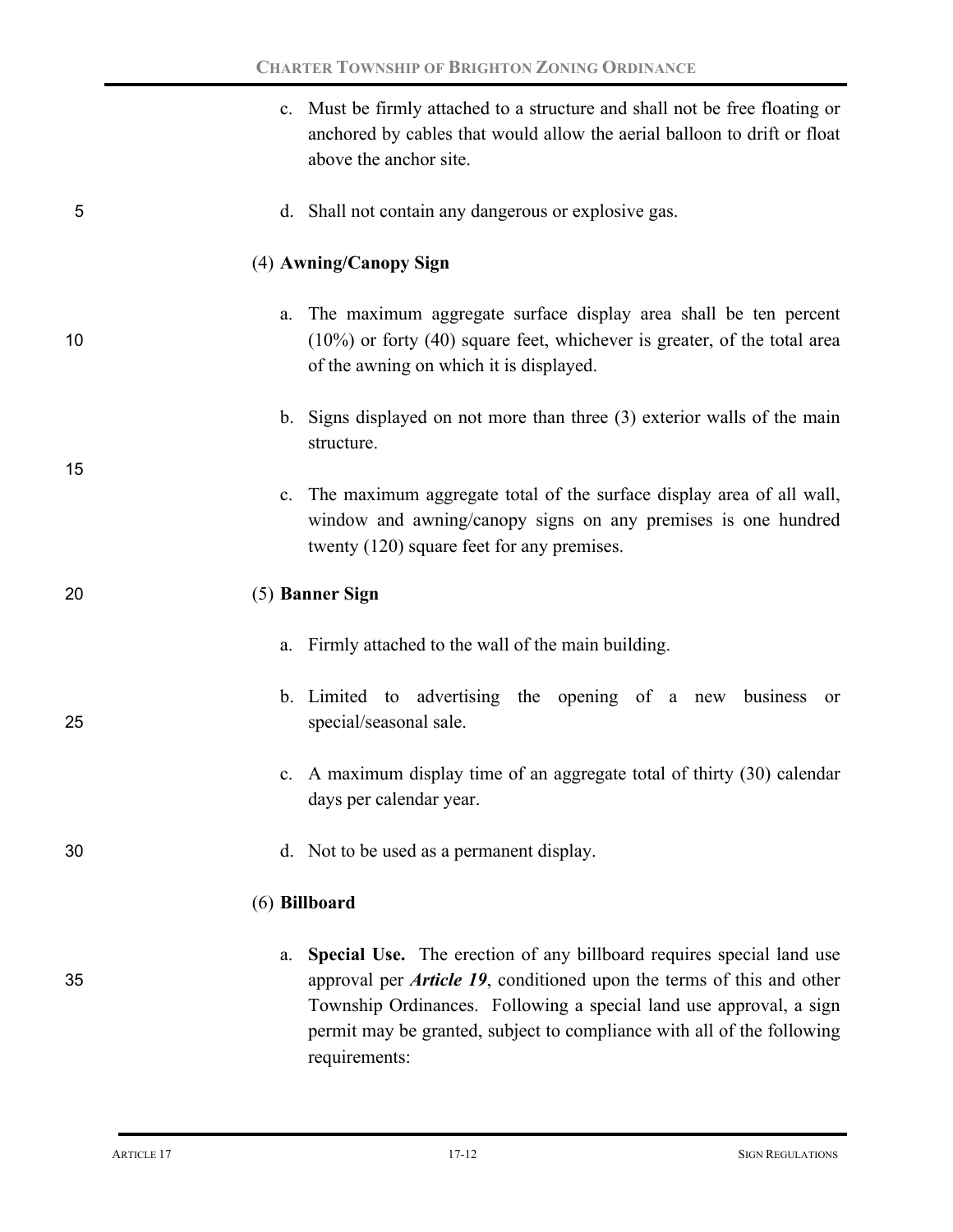c. Must be firmly attached to a structure and shall not be free floating or anchored by cables that would allow the aerial balloon to drift or float above the anchor site.

d. Shall not contain any dangerous or explosive gas.

(4) **Awning/Canopy Sign**

a. The maximum aggregate surface display area shall be ten percent (10%) or forty (40) square feet, whichever is greater, of the total area of the awning on which it is displayed.

b. Signs displayed on not more than three (3) exterior walls of the main structure.

c. The maximum aggregate total of the surface display area of all wall, window and awning/canopy signs on any premises is one hundred twenty (120) square feet for any premises.

(5) **Banner Sign**

a. Firmly attached to the wall of the main building.

b. Limited to advertising the opening of a new business or special/seasonal sale.

c. A maximum display time of an aggregate total of thirty (30) calendar days per calendar year.

d. Not to be used as a permanent display.

(6) **Billboard**

a. **Special Use.** The erection of any billboard requires special land use approval per ***Article 19***, conditioned upon the terms of this and other Township Ordinances. Following a special land use approval, a sign permit may be granted, subject to compliance with all of the following requirements: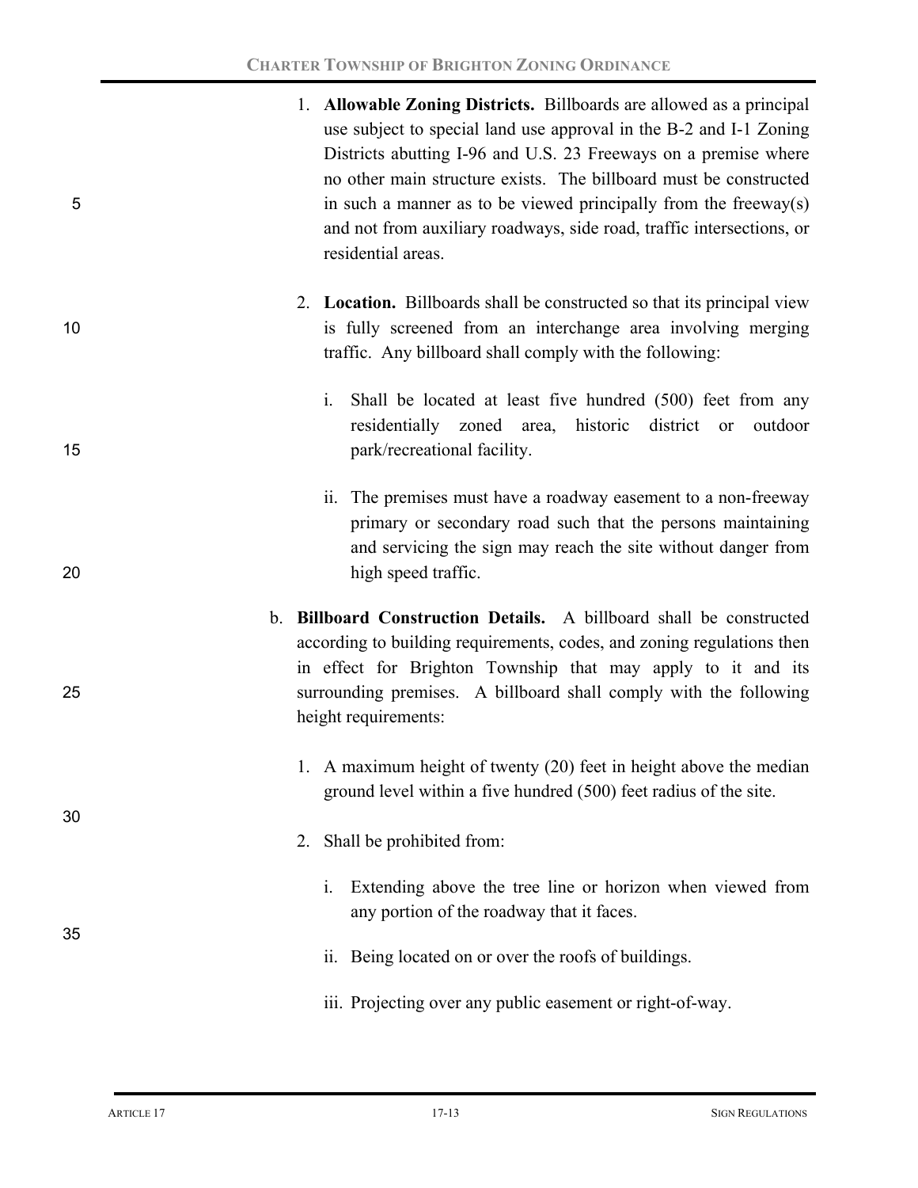1. **Allowable Zoning Districts.** Billboards are allowed as a principal use subject to special land use approval in the B-2 and I-1 Zoning Districts abutting I-96 and U.S. 23 Freeways on a premise where no other main structure exists. The billboard must be constructed in such a manner as to be viewed principally from the freeway(s) and not from auxiliary roadways, side road, traffic intersections, or residential areas.

2. **Location.** Billboards shall be constructed so that its principal view is fully screened from an interchange area involving merging traffic. Any billboard shall comply with the following:

   i. Shall be located at least five hundred (500) feet from any residentially zoned area, historic district or outdoor park/recreational facility.

   ii. The premises must have a roadway easement to a non-freeway primary or secondary road such that the persons maintaining and servicing the sign may reach the site without danger from high speed traffic.

b. **Billboard Construction Details.** A billboard shall be constructed according to building requirements, codes, and zoning regulations then in effect for Brighton Township that may apply to it and its surrounding premises. A billboard shall comply with the following height requirements:

1. A maximum height of twenty (20) feet in height above the median ground level within a five hundred (500) feet radius of the site.

2. Shall be prohibited from:

   i. Extending above the tree line or horizon when viewed from any portion of the roadway that it faces.

   ii. Being located on or over the roofs of buildings.

   iii. Projecting over any public easement or right-of-way.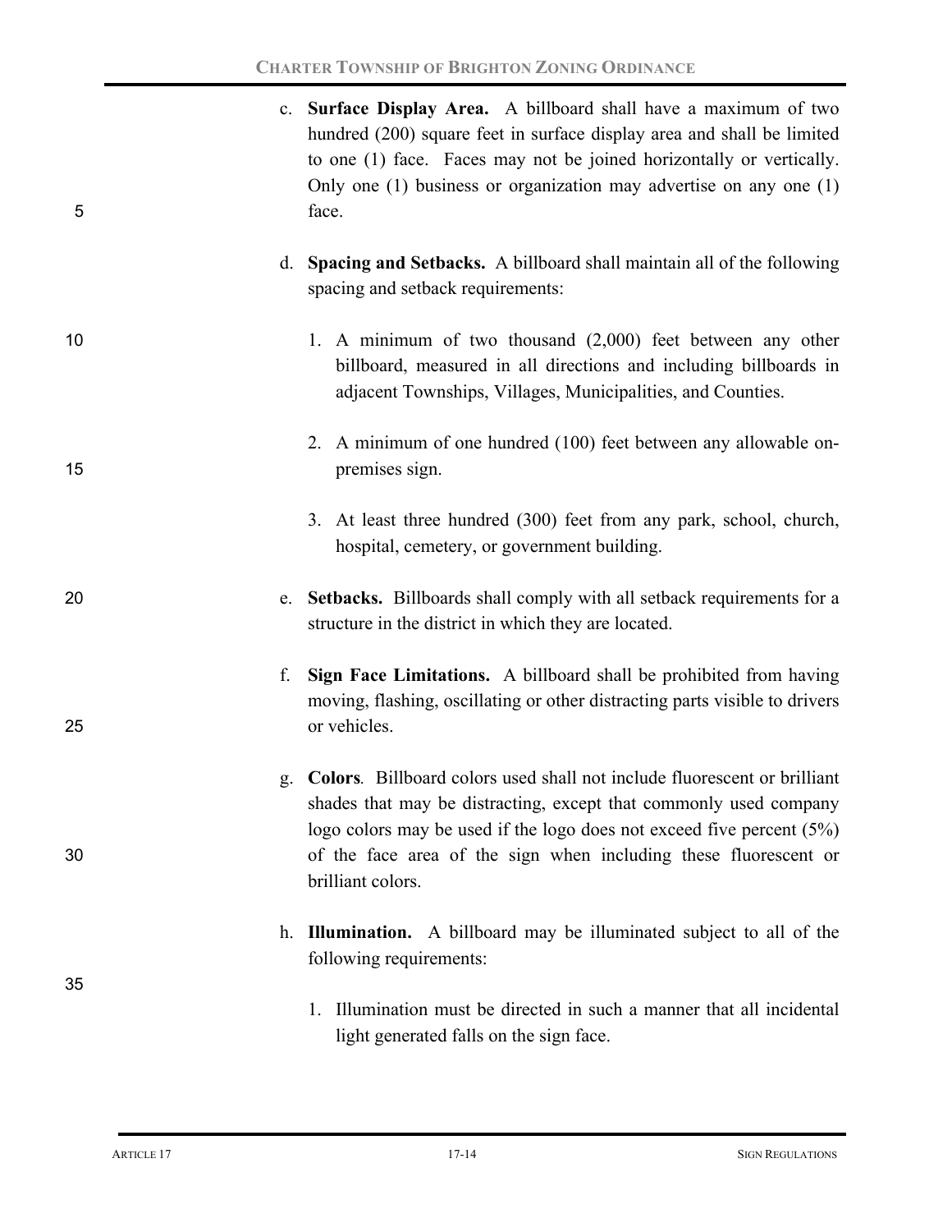c. **Surface Display Area.** A billboard shall have a maximum of two hundred (200) square feet in surface display area and shall be limited to one (1) face. Faces may not be joined horizontally or vertically. Only one (1) business or organization may advertise on any one (1) face.

d. **Spacing and Setbacks.** A billboard shall maintain all of the following spacing and setback requirements:

   1. A minimum of two thousand (2,000) feet between any other billboard, measured in all directions and including billboards in adjacent Townships, Villages, Municipalities, and Counties.

   2. A minimum of one hundred (100) feet between any allowable on-premises sign.

   3. At least three hundred (300) feet from any park, school, church, hospital, cemetery, or government building.

e. **Setbacks.** Billboards shall comply with all setback requirements for a structure in the district in which they are located.

f. **Sign Face Limitations.** A billboard shall be prohibited from having moving, flashing, oscillating or other distracting parts visible to drivers or vehicles.

g. **Colors***.* Billboard colors used shall not include fluorescent or brilliant shades that may be distracting, except that commonly used company logo colors may be used if the logo does not exceed five percent (5%) of the face area of the sign when including these fluorescent or brilliant colors.

h. **Illumination.** A billboard may be illuminated subject to all of the following requirements:

   1. Illumination must be directed in such a manner that all incidental light generated falls on the sign face.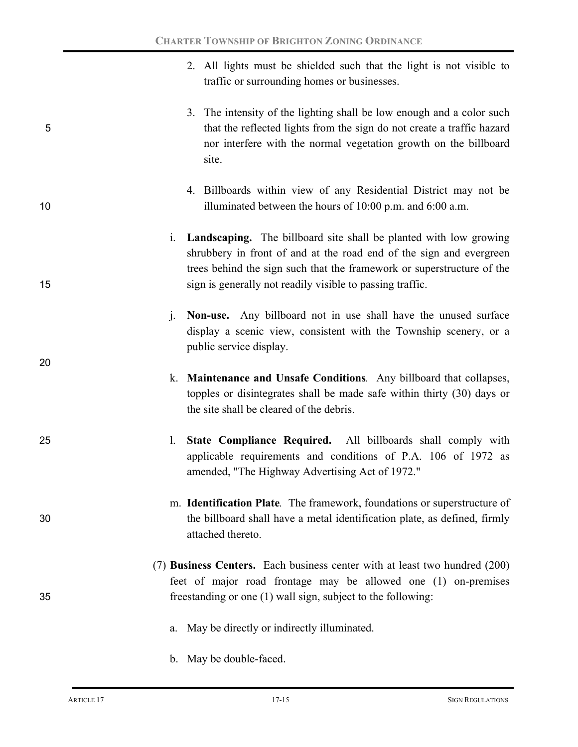2. All lights must be shielded such that the light is not visible to traffic or surrounding homes or businesses.

3. The intensity of the lighting shall be low enough and a color such that the reflected lights from the sign do not create a traffic hazard nor interfere with the normal vegetation growth on the billboard site.

4. Billboards within view of any Residential District may not be illuminated between the hours of 10:00 p.m. and 6:00 a.m.

i. **Landscaping.** The billboard site shall be planted with low growing shrubbery in front of and at the road end of the sign and evergreen trees behind the sign such that the framework or superstructure of the sign is generally not readily visible to passing traffic.

j. **Non-use.** Any billboard not in use shall have the unused surface display a scenic view, consistent with the Township scenery, or a public service display.

k. **Maintenance and Unsafe Conditions**. Any billboard that collapses, topples or disintegrates shall be made safe within thirty (30) days or the site shall be cleared of the debris.

l. **State Compliance Required.** All billboards shall comply with applicable requirements and conditions of P.A. 106 of 1972 as amended, "The Highway Advertising Act of 1972."

m. **Identification Plate**. The framework, foundations or superstructure of the billboard shall have a metal identification plate, as defined, firmly attached thereto.

(7) **Business Centers.** Each business center with at least two hundred (200) feet of major road frontage may be allowed one (1) on-premises freestanding or one (1) wall sign, subject to the following:

a. May be directly or indirectly illuminated.

b. May be double-faced.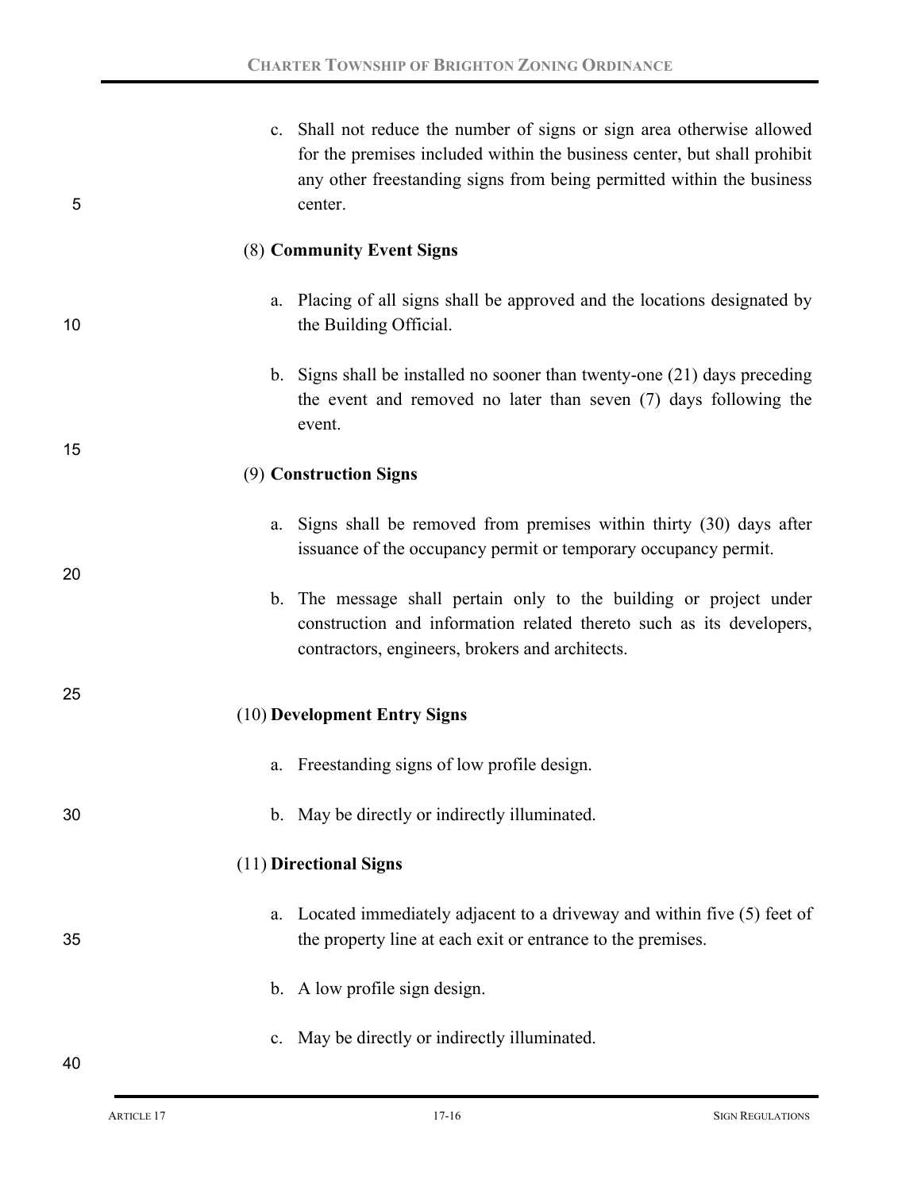c. Shall not reduce the number of signs or sign area otherwise allowed for the premises included within the business center, but shall prohibit any other freestanding signs from being permitted within the business center.

(8) **Community Event Signs**

a. Placing of all signs shall be approved and the locations designated by the Building Official.

b. Signs shall be installed no sooner than twenty-one (21) days preceding the event and removed no later than seven (7) days following the event.

(9) **Construction Signs**

a. Signs shall be removed from premises within thirty (30) days after issuance of the occupancy permit or temporary occupancy permit.

b. The message shall pertain only to the building or project under construction and information related thereto such as its developers, contractors, engineers, brokers and architects.

(10) **Development Entry Signs**

a. Freestanding signs of low profile design.

b. May be directly or indirectly illuminated.

(11) **Directional Signs**

a. Located immediately adjacent to a driveway and within five (5) feet of the property line at each exit or entrance to the premises.

b. A low profile sign design.

c. May be directly or indirectly illuminated.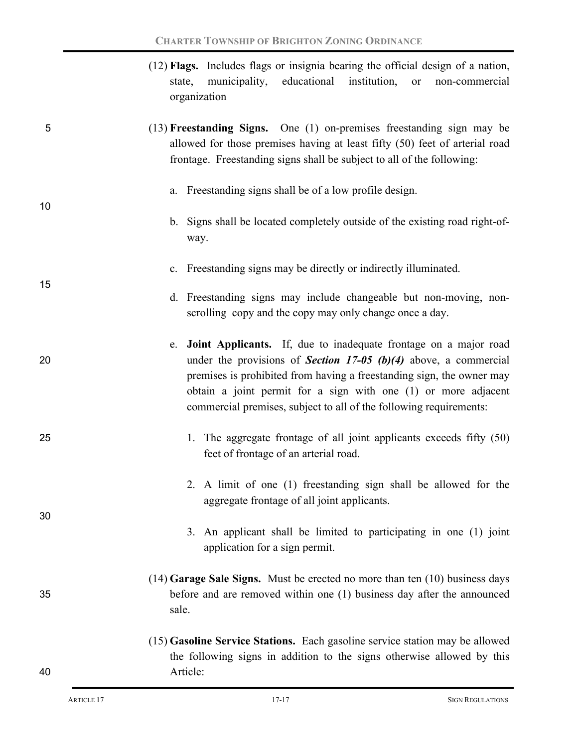(12) **Flags.** Includes flags or insignia bearing the official design of a nation, state, municipality, educational institution, or non-commercial organization

(13) **Freestanding Signs.** One (1) on-premises freestanding sign may be allowed for those premises having at least fifty (50) feet of arterial road frontage. Freestanding signs shall be subject to all of the following:

a. Freestanding signs shall be of a low profile design.

b. Signs shall be located completely outside of the existing road right-of-way.

c. Freestanding signs may be directly or indirectly illuminated.

d. Freestanding signs may include changeable but non-moving, non-scrolling copy and the copy may only change once a day.

e. **Joint Applicants.** If, due to inadequate frontage on a major road under the provisions of ***Section 17-05 (b)(4)*** above, a commercial premises is prohibited from having a freestanding sign, the owner may obtain a joint permit for a sign with one (1) or more adjacent commercial premises, subject to all of the following requirements:

1. The aggregate frontage of all joint applicants exceeds fifty (50) feet of frontage of an arterial road.

2. A limit of one (1) freestanding sign shall be allowed for the aggregate frontage of all joint applicants.

3. An applicant shall be limited to participating in one (1) joint application for a sign permit.

(14) **Garage Sale Signs.** Must be erected no more than ten (10) business days before and are removed within one (1) business day after the announced sale.

(15) **Gasoline Service Stations.** Each gasoline service station may be allowed the following signs in addition to the signs otherwise allowed by this Article: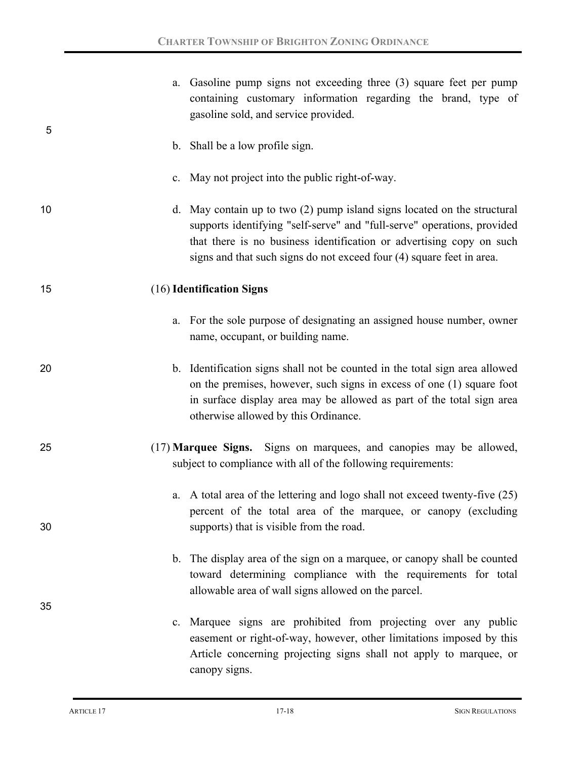a. Gasoline pump signs not exceeding three (3) square feet per pump containing customary information regarding the brand, type of gasoline sold, and service provided.

b. Shall be a low profile sign.

c. May not project into the public right-of-way.

d. May contain up to two (2) pump island signs located on the structural supports identifying "self-serve" and "full-serve" operations, provided that there is no business identification or advertising copy on such signs and that such signs do not exceed four (4) square feet in area.

(16) **Identification Signs**

a. For the sole purpose of designating an assigned house number, owner name, occupant, or building name.

b. Identification signs shall not be counted in the total sign area allowed on the premises, however, such signs in excess of one (1) square foot in surface display area may be allowed as part of the total sign area otherwise allowed by this Ordinance.

(17) **Marquee Signs.** Signs on marquees, and canopies may be allowed, subject to compliance with all of the following requirements:

a. A total area of the lettering and logo shall not exceed twenty-five (25) percent of the total area of the marquee, or canopy (excluding supports) that is visible from the road.

b. The display area of the sign on a marquee, or canopy shall be counted toward determining compliance with the requirements for total allowable area of wall signs allowed on the parcel.

c. Marquee signs are prohibited from projecting over any public easement or right-of-way, however, other limitations imposed by this Article concerning projecting signs shall not apply to marquee, or canopy signs.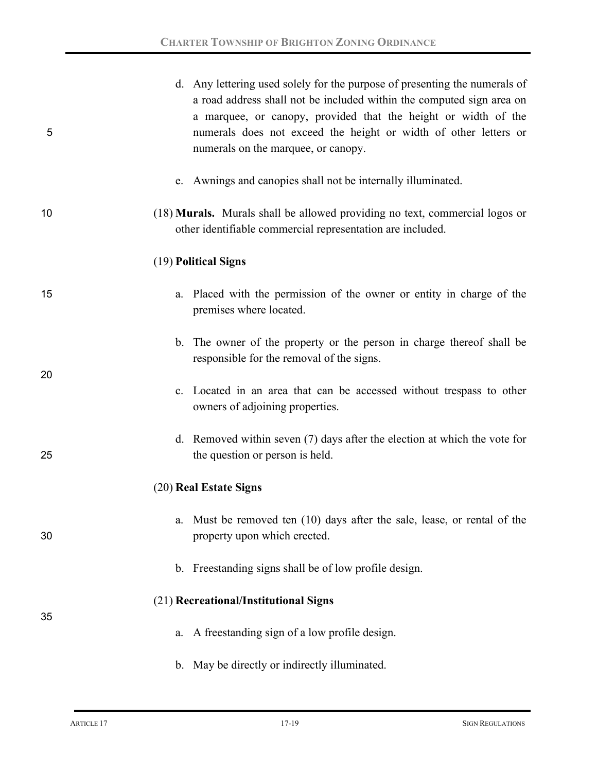d. Any lettering used solely for the purpose of presenting the numerals of a road address shall not be included within the computed sign area on a marquee, or canopy, provided that the height or width of the numerals does not exceed the height or width of other letters or numerals on the marquee, or canopy.

e. Awnings and canopies shall not be internally illuminated.

(18) **Murals.** Murals shall be allowed providing no text, commercial logos or other identifiable commercial representation are included.

(19) **Political Signs**

a. Placed with the permission of the owner or entity in charge of the premises where located.

b. The owner of the property or the person in charge thereof shall be responsible for the removal of the signs.

c. Located in an area that can be accessed without trespass to other owners of adjoining properties.

d. Removed within seven (7) days after the election at which the vote for the question or person is held.

(20) **Real Estate Signs**

a. Must be removed ten (10) days after the sale, lease, or rental of the property upon which erected.

b. Freestanding signs shall be of low profile design.

(21) **Recreational/Institutional Signs**

a. A freestanding sign of a low profile design.

b. May be directly or indirectly illuminated.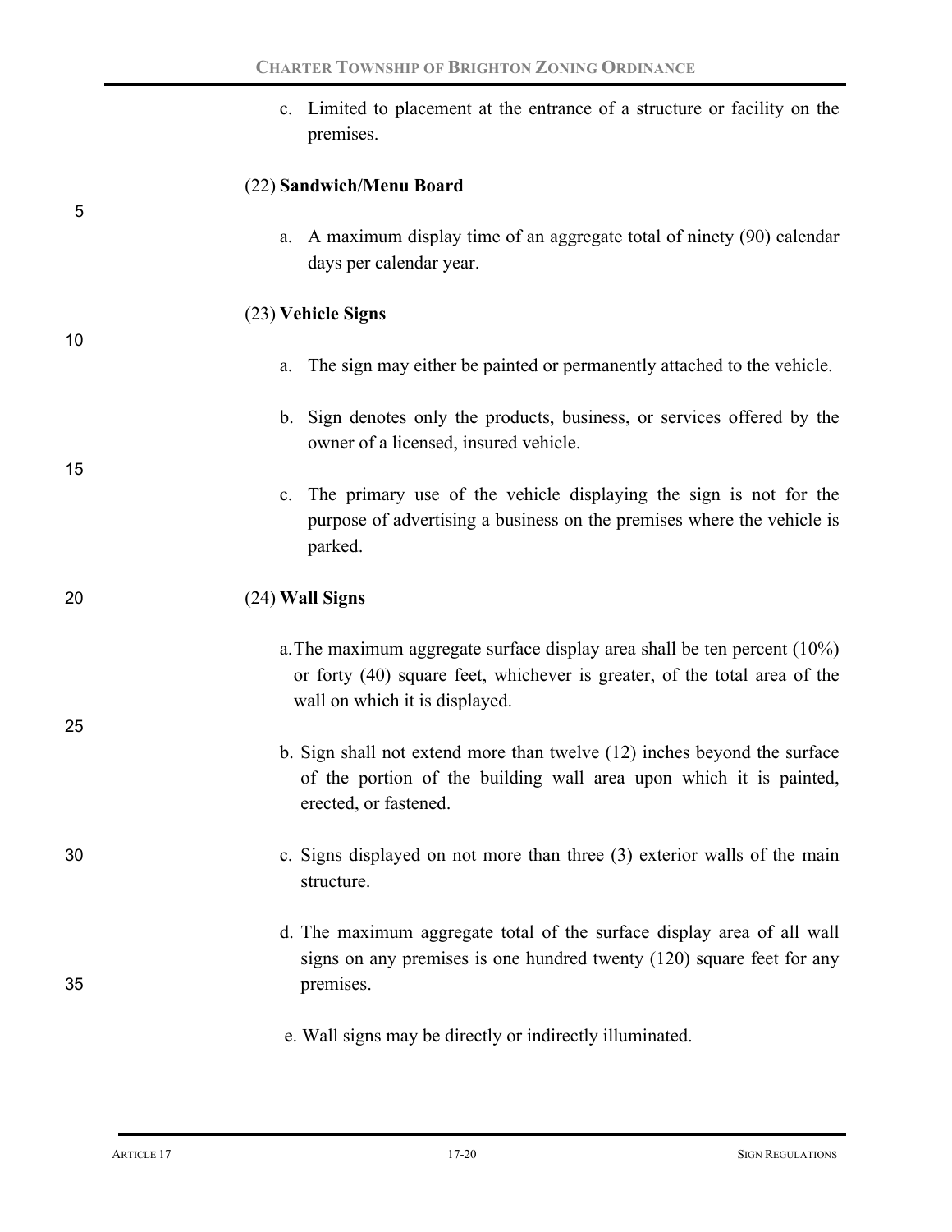c. Limited to placement at the entrance of a structure or facility on the premises.

(22) **Sandwich/Menu Board**

a. A maximum display time of an aggregate total of ninety (90) calendar days per calendar year.

(23) **Vehicle Signs**

a. The sign may either be painted or permanently attached to the vehicle.

b. Sign denotes only the products, business, or services offered by the owner of a licensed, insured vehicle.

c. The primary use of the vehicle displaying the sign is not for the purpose of advertising a business on the premises where the vehicle is parked.

(24) **Wall Signs**

a. The maximum aggregate surface display area shall be ten percent (10%) or forty (40) square feet, whichever is greater, of the total area of the wall on which it is displayed.

b. Sign shall not extend more than twelve (12) inches beyond the surface of the portion of the building wall area upon which it is painted, erected, or fastened.

c. Signs displayed on not more than three (3) exterior walls of the main structure.

d. The maximum aggregate total of the surface display area of all wall signs on any premises is one hundred twenty (120) square feet for any premises.

e. Wall signs may be directly or indirectly illuminated.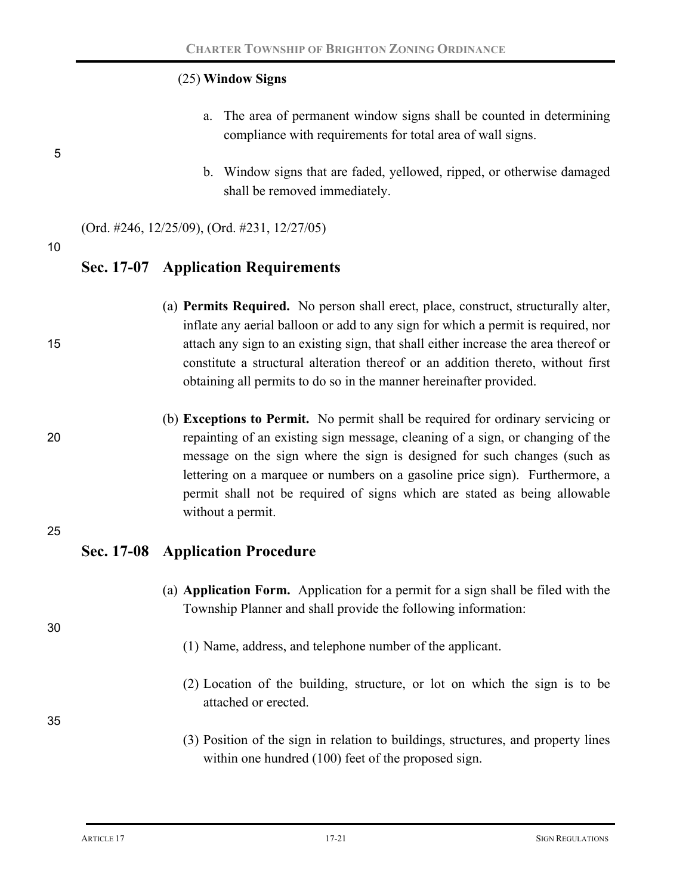(25) **Window Signs**

a. The area of permanent window signs shall be counted in determining compliance with requirements for total area of wall signs.

b. Window signs that are faded, yellowed, ripped, or otherwise damaged shall be removed immediately.

(Ord. #246, 12/25/09), (Ord. #231, 12/27/05)

## Sec. 17-07 Application Requirements

(a) **Permits Required.** No person shall erect, place, construct, structurally alter, inflate any aerial balloon or add to any sign for which a permit is required, nor attach any sign to an existing sign, that shall either increase the area thereof or constitute a structural alteration thereof or an addition thereto, without first obtaining all permits to do so in the manner hereinafter provided.

(b) **Exceptions to Permit.** No permit shall be required for ordinary servicing or repainting of an existing sign message, cleaning of a sign, or changing of the message on the sign where the sign is designed for such changes (such as lettering on a marquee or numbers on a gasoline price sign). Furthermore, a permit shall not be required of signs which are stated as being allowable without a permit.

## Sec. 17-08 Application Procedure

(a) **Application Form.** Application for a permit for a sign shall be filed with the Township Planner and shall provide the following information:

(1) Name, address, and telephone number of the applicant.

(2) Location of the building, structure, or lot on which the sign is to be attached or erected.

(3) Position of the sign in relation to buildings, structures, and property lines within one hundred (100) feet of the proposed sign.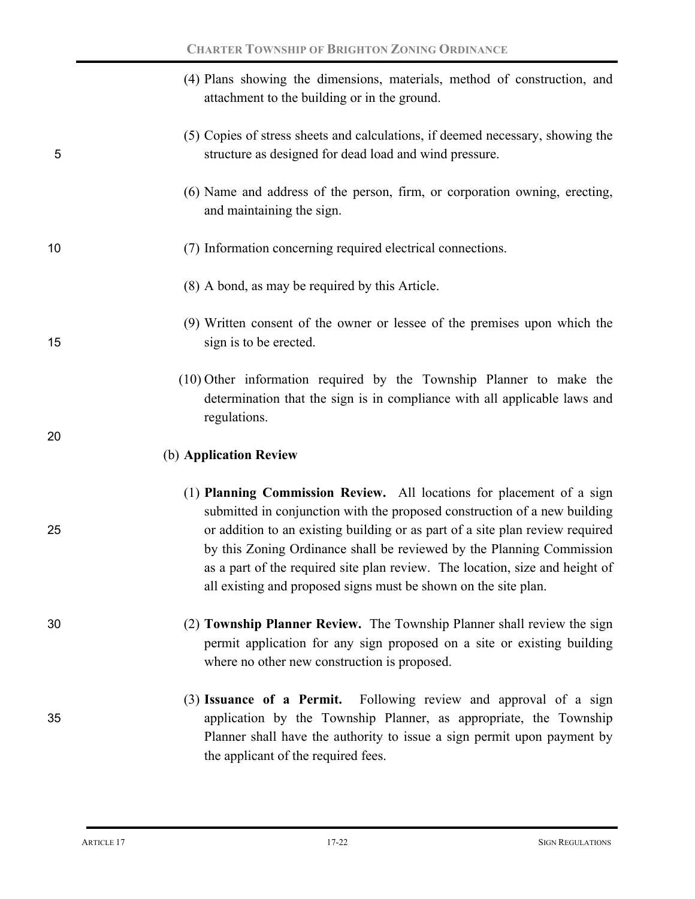(4) Plans showing the dimensions, materials, method of construction, and attachment to the building or in the ground.

(5) Copies of stress sheets and calculations, if deemed necessary, showing the structure as designed for dead load and wind pressure.

(6) Name and address of the person, firm, or corporation owning, erecting, and maintaining the sign.

(7) Information concerning required electrical connections.

(8) A bond, as may be required by this Article.

(9) Written consent of the owner or lessee of the premises upon which the sign is to be erected.

(10) Other information required by the Township Planner to make the determination that the sign is in compliance with all applicable laws and regulations.

(b) **Application Review**

(1) **Planning Commission Review.** All locations for placement of a sign submitted in conjunction with the proposed construction of a new building or addition to an existing building or as part of a site plan review required by this Zoning Ordinance shall be reviewed by the Planning Commission as a part of the required site plan review. The location, size and height of all existing and proposed signs must be shown on the site plan.

(2) **Township Planner Review.** The Township Planner shall review the sign permit application for any sign proposed on a site or existing building where no other new construction is proposed.

(3) **Issuance of a Permit.** Following review and approval of a sign application by the Township Planner, as appropriate, the Township Planner shall have the authority to issue a sign permit upon payment by the applicant of the required fees.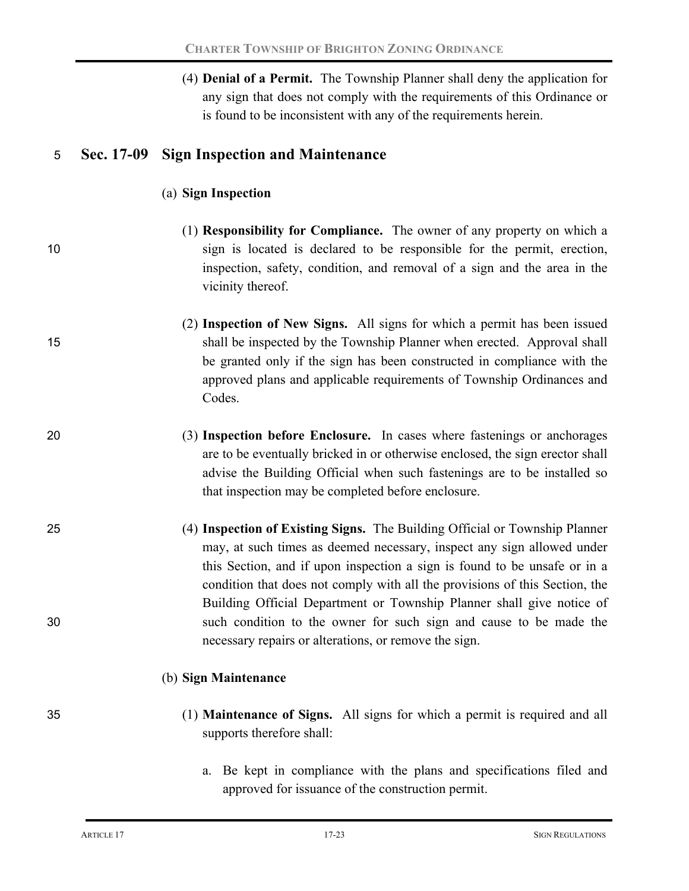(4) **Denial of a Permit.** The Township Planner shall deny the application for any sign that does not comply with the requirements of this Ordinance or is found to be inconsistent with any of the requirements herein.

## Sec. 17-09 Sign Inspection and Maintenance

(a) **Sign Inspection**

(1) **Responsibility for Compliance.** The owner of any property on which a sign is located is declared to be responsible for the permit, erection, inspection, safety, condition, and removal of a sign and the area in the vicinity thereof.

(2) **Inspection of New Signs.** All signs for which a permit has been issued shall be inspected by the Township Planner when erected. Approval shall be granted only if the sign has been constructed in compliance with the approved plans and applicable requirements of Township Ordinances and Codes.

(3) **Inspection before Enclosure.** In cases where fastenings or anchorages are to be eventually bricked in or otherwise enclosed, the sign erector shall advise the Building Official when such fastenings are to be installed so that inspection may be completed before enclosure.

(4) **Inspection of Existing Signs.** The Building Official or Township Planner may, at such times as deemed necessary, inspect any sign allowed under this Section, and if upon inspection a sign is found to be unsafe or in a condition that does not comply with all the provisions of this Section, the Building Official Department or Township Planner shall give notice of such condition to the owner for such sign and cause to be made the necessary repairs or alterations, or remove the sign.

(b) **Sign Maintenance**

(1) **Maintenance of Signs.** All signs for which a permit is required and all supports therefore shall:

a. Be kept in compliance with the plans and specifications filed and approved for issuance of the construction permit.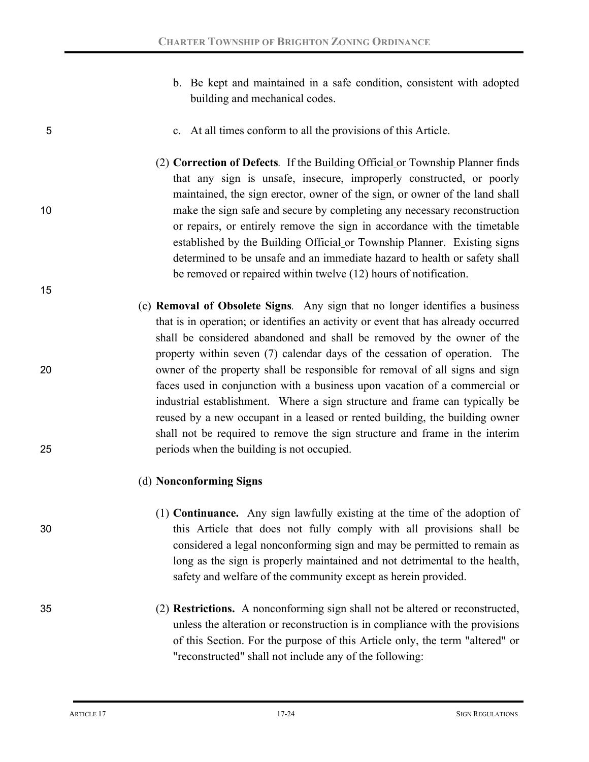b. Be kept and maintained in a safe condition, consistent with adopted building and mechanical codes.

c. At all times conform to all the provisions of this Article.

(2) **Correction of Defects**. If the Building Official or Township Planner finds that any sign is unsafe, insecure, improperly constructed, or poorly maintained, the sign erector, owner of the sign, or owner of the land shall make the sign safe and secure by completing any necessary reconstruction or repairs, or entirely remove the sign in accordance with the timetable established by the Building Official or Township Planner. Existing signs determined to be unsafe and an immediate hazard to health or safety shall be removed or repaired within twelve (12) hours of notification.

(c) **Removal of Obsolete Signs**. Any sign that no longer identifies a business that is in operation; or identifies an activity or event that has already occurred shall be considered abandoned and shall be removed by the owner of the property within seven (7) calendar days of the cessation of operation. The owner of the property shall be responsible for removal of all signs and sign faces used in conjunction with a business upon vacation of a commercial or industrial establishment. Where a sign structure and frame can typically be reused by a new occupant in a leased or rented building, the building owner shall not be required to remove the sign structure and frame in the interim periods when the building is not occupied.

(d) **Nonconforming Signs**

(1) **Continuance.** Any sign lawfully existing at the time of the adoption of this Article that does not fully comply with all provisions shall be considered a legal nonconforming sign and may be permitted to remain as long as the sign is properly maintained and not detrimental to the health, safety and welfare of the community except as herein provided.

(2) **Restrictions.** A nonconforming sign shall not be altered or reconstructed, unless the alteration or reconstruction is in compliance with the provisions of this Section. For the purpose of this Article only, the term "altered" or "reconstructed" shall not include any of the following: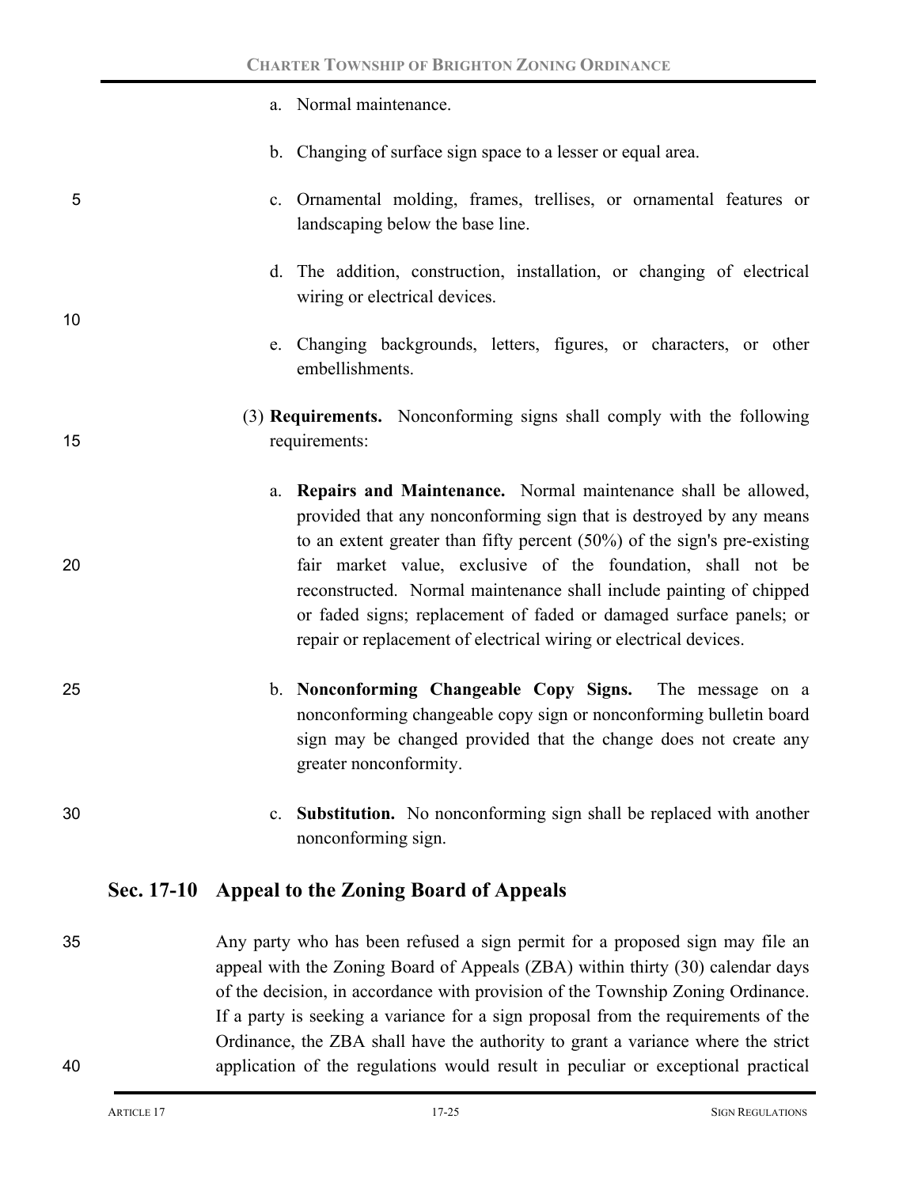a. Normal maintenance.

b. Changing of surface sign space to a lesser or equal area.

c. Ornamental molding, frames, trellises, or ornamental features or landscaping below the base line.

d. The addition, construction, installation, or changing of electrical wiring or electrical devices.

e. Changing backgrounds, letters, figures, or characters, or other embellishments.

(3) **Requirements.** Nonconforming signs shall comply with the following requirements:

a. **Repairs and Maintenance.** Normal maintenance shall be allowed, provided that any nonconforming sign that is destroyed by any means to an extent greater than fifty percent (50%) of the sign's pre-existing fair market value, exclusive of the foundation, shall not be reconstructed. Normal maintenance shall include painting of chipped or faded signs; replacement of faded or damaged surface panels; or repair or replacement of electrical wiring or electrical devices.

b. **Nonconforming Changeable Copy Signs.** The message on a nonconforming changeable copy sign or nonconforming bulletin board sign may be changed provided that the change does not create any greater nonconformity.

c. **Substitution.** No nonconforming sign shall be replaced with another nonconforming sign.

## Sec. 17-10 Appeal to the Zoning Board of Appeals

Any party who has been refused a sign permit for a proposed sign may file an appeal with the Zoning Board of Appeals (ZBA) within thirty (30) calendar days of the decision, in accordance with provision of the Township Zoning Ordinance. If a party is seeking a variance for a sign proposal from the requirements of the Ordinance, the ZBA shall have the authority to grant a variance where the strict application of the regulations would result in peculiar or exceptional practical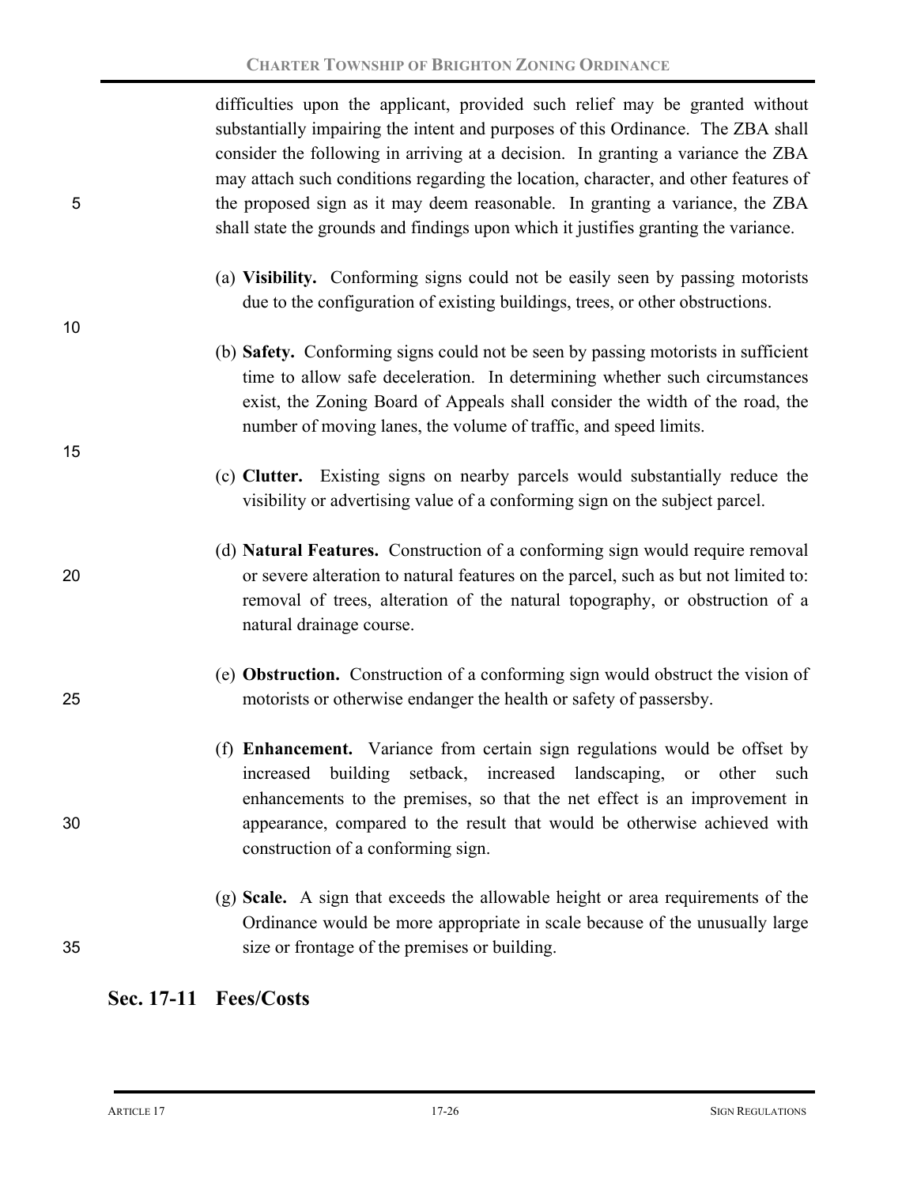difficulties upon the applicant, provided such relief may be granted without substantially impairing the intent and purposes of this Ordinance. The ZBA shall consider the following in arriving at a decision. In granting a variance the ZBA may attach such conditions regarding the location, character, and other features of the proposed sign as it may deem reasonable. In granting a variance, the ZBA shall state the grounds and findings upon which it justifies granting the variance.

(a) **Visibility.** Conforming signs could not be easily seen by passing motorists due to the configuration of existing buildings, trees, or other obstructions.

(b) **Safety.** Conforming signs could not be seen by passing motorists in sufficient time to allow safe deceleration. In determining whether such circumstances exist, the Zoning Board of Appeals shall consider the width of the road, the number of moving lanes, the volume of traffic, and speed limits.

(c) **Clutter.** Existing signs on nearby parcels would substantially reduce the visibility or advertising value of a conforming sign on the subject parcel.

(d) **Natural Features.** Construction of a conforming sign would require removal or severe alteration to natural features on the parcel, such as but not limited to: removal of trees, alteration of the natural topography, or obstruction of a natural drainage course.

(e) **Obstruction.** Construction of a conforming sign would obstruct the vision of motorists or otherwise endanger the health or safety of passersby.

(f) **Enhancement.** Variance from certain sign regulations would be offset by increased building setback, increased landscaping, or other such enhancements to the premises, so that the net effect is an improvement in appearance, compared to the result that would be otherwise achieved with construction of a conforming sign.

(g) **Scale.** A sign that exceeds the allowable height or area requirements of the Ordinance would be more appropriate in scale because of the unusually large size or frontage of the premises or building.

## Sec. 17-11 Fees/Costs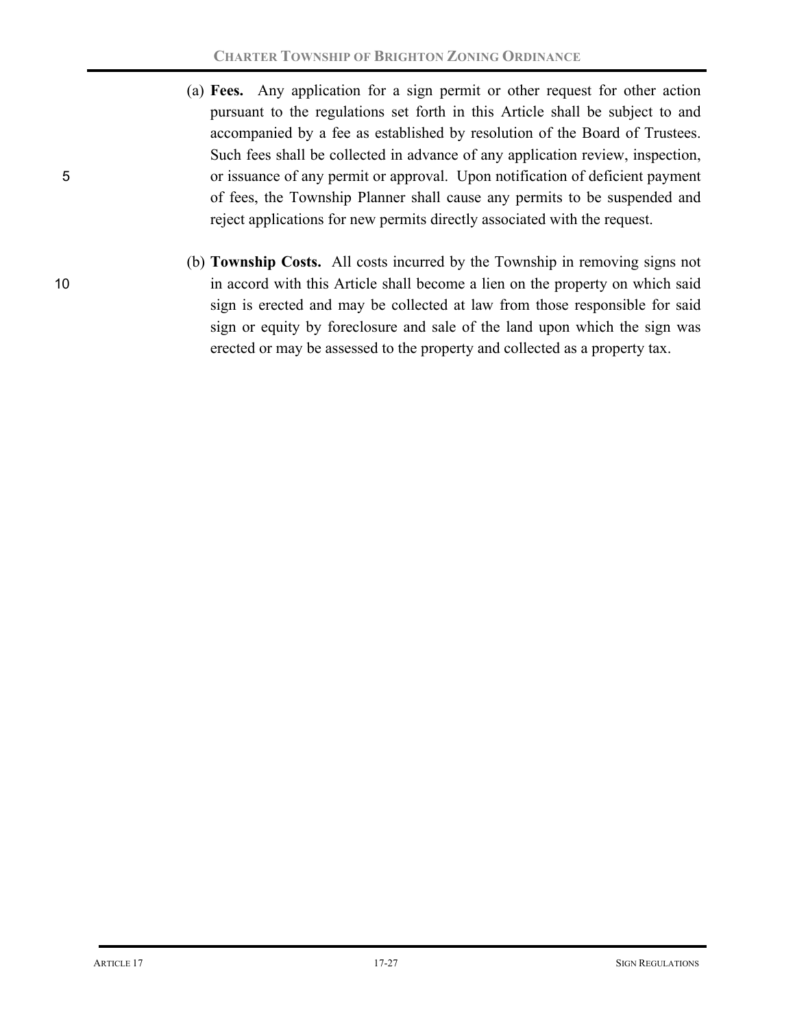(a) **Fees.** Any application for a sign permit or other request for other action pursuant to the regulations set forth in this Article shall be subject to and accompanied by a fee as established by resolution of the Board of Trustees. Such fees shall be collected in advance of any application review, inspection, or issuance of any permit or approval. Upon notification of deficient payment of fees, the Township Planner shall cause any permits to be suspended and reject applications for new permits directly associated with the request.

(b) **Township Costs.** All costs incurred by the Township in removing signs not in accord with this Article shall become a lien on the property on which said sign is erected and may be collected at law from those responsible for said sign or equity by foreclosure and sale of the land upon which the sign was erected or may be assessed to the property and collected as a property tax.